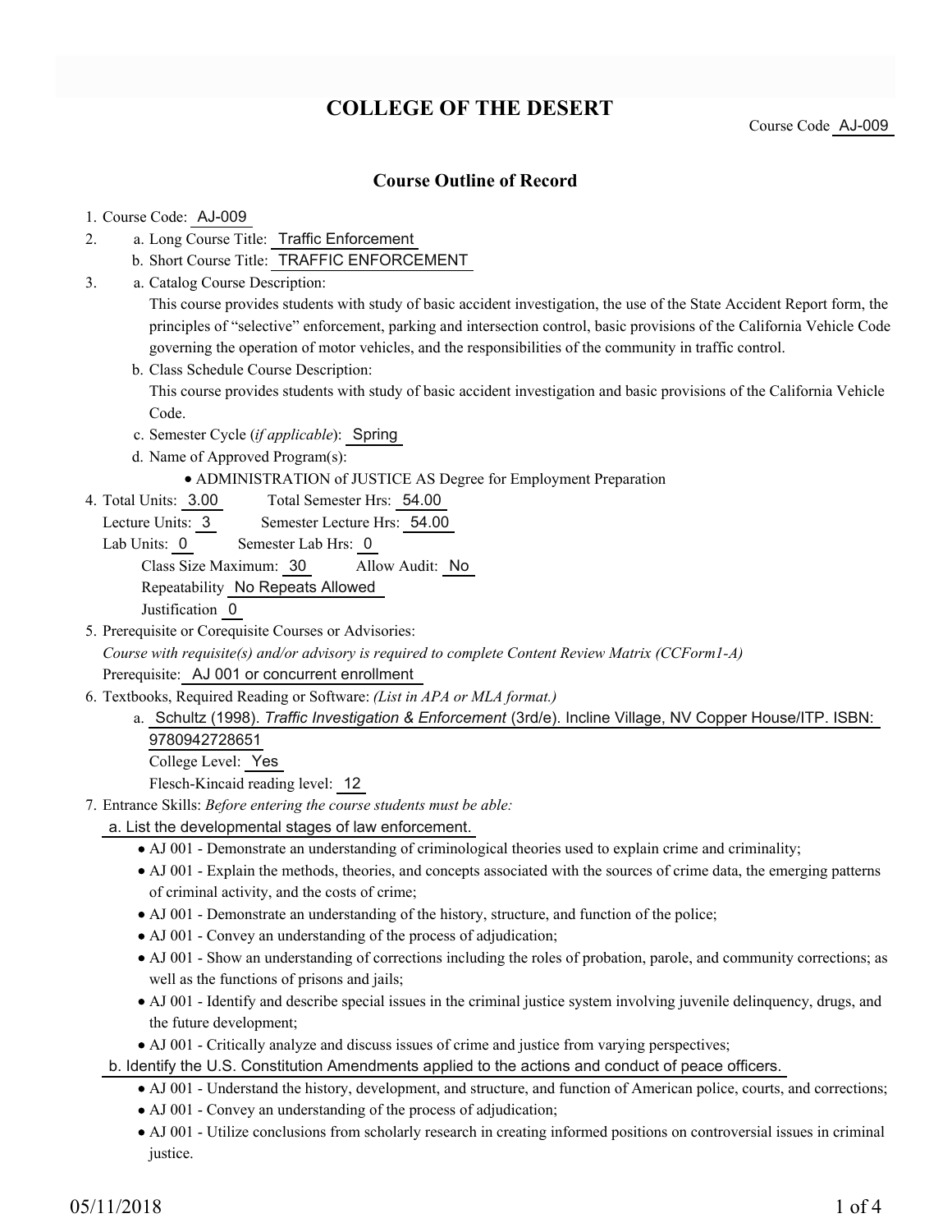# COLLEGE OF THE DESERT

Course Code AJ-009

## Course Outline of Record

1. Course Code: AJ-009
2. a. Long Course Title: Traffic Enforcement
   b. Short Course Title: TRAFFIC ENFORCEMENT
3. a. Catalog Course Description:
   This course provides students with study of basic accident investigation, the use of the State Accident Report form, the principles of "selective" enforcement, parking and intersection control, basic provisions of the California Vehicle Code governing the operation of motor vehicles, and the responsibilities of the community in traffic control.
   b. Class Schedule Course Description:
   This course provides students with study of basic accident investigation and basic provisions of the California Vehicle Code.
   c. Semester Cycle (*if applicable*): Spring
   d. Name of Approved Program(s):
      - ADMINISTRATION of JUSTICE AS Degree for Employment Preparation
4. Total Units: 3.00 Total Semester Hrs: 54.00
   Lecture Units: 3 Semester Lecture Hrs: 54.00
   Lab Units: 0 Semester Lab Hrs: 0
   Class Size Maximum: 30 Allow Audit: No
   Repeatability No Repeats Allowed
   Justification 0
5. Prerequisite or Corequisite Courses or Advisories:
   *Course with requisite(s) and/or advisory is required to complete Content Review Matrix (CCForm1-A)*
   Prerequisite: AJ 001 or concurrent enrollment
6. Textbooks, Required Reading or Software: *(List in APA or MLA format.)*
   a. Schultz (1998). *Traffic Investigation & Enforcement* (3rd/e). Incline Village, NV Copper House/ITP. ISBN: 9780942728651
   College Level: Yes
   Flesch-Kincaid reading level: 12
7. Entrance Skills: *Before entering the course students must be able:*
   a. List the developmental stages of law enforcement.
      - AJ 001 - Demonstrate an understanding of criminological theories used to explain crime and criminality;
      - AJ 001 - Explain the methods, theories, and concepts associated with the sources of crime data, the emerging patterns of criminal activity, and the costs of crime;
      - AJ 001 - Demonstrate an understanding of the history, structure, and function of the police;
      - AJ 001 - Convey an understanding of the process of adjudication;
      - AJ 001 - Show an understanding of corrections including the roles of probation, parole, and community corrections; as well as the functions of prisons and jails;
      - AJ 001 - Identify and describe special issues in the criminal justice system involving juvenile delinquency, drugs, and the future development;
      - AJ 001 - Critically analyze and discuss issues of crime and justice from varying perspectives;
   b. Identify the U.S. Constitution Amendments applied to the actions and conduct of peace officers.
      - AJ 001 - Understand the history, development, and structure, and function of American police, courts, and corrections;
      - AJ 001 - Convey an understanding of the process of adjudication;
      - AJ 001 - Utilize conclusions from scholarly research in creating informed positions on controversial issues in criminal justice.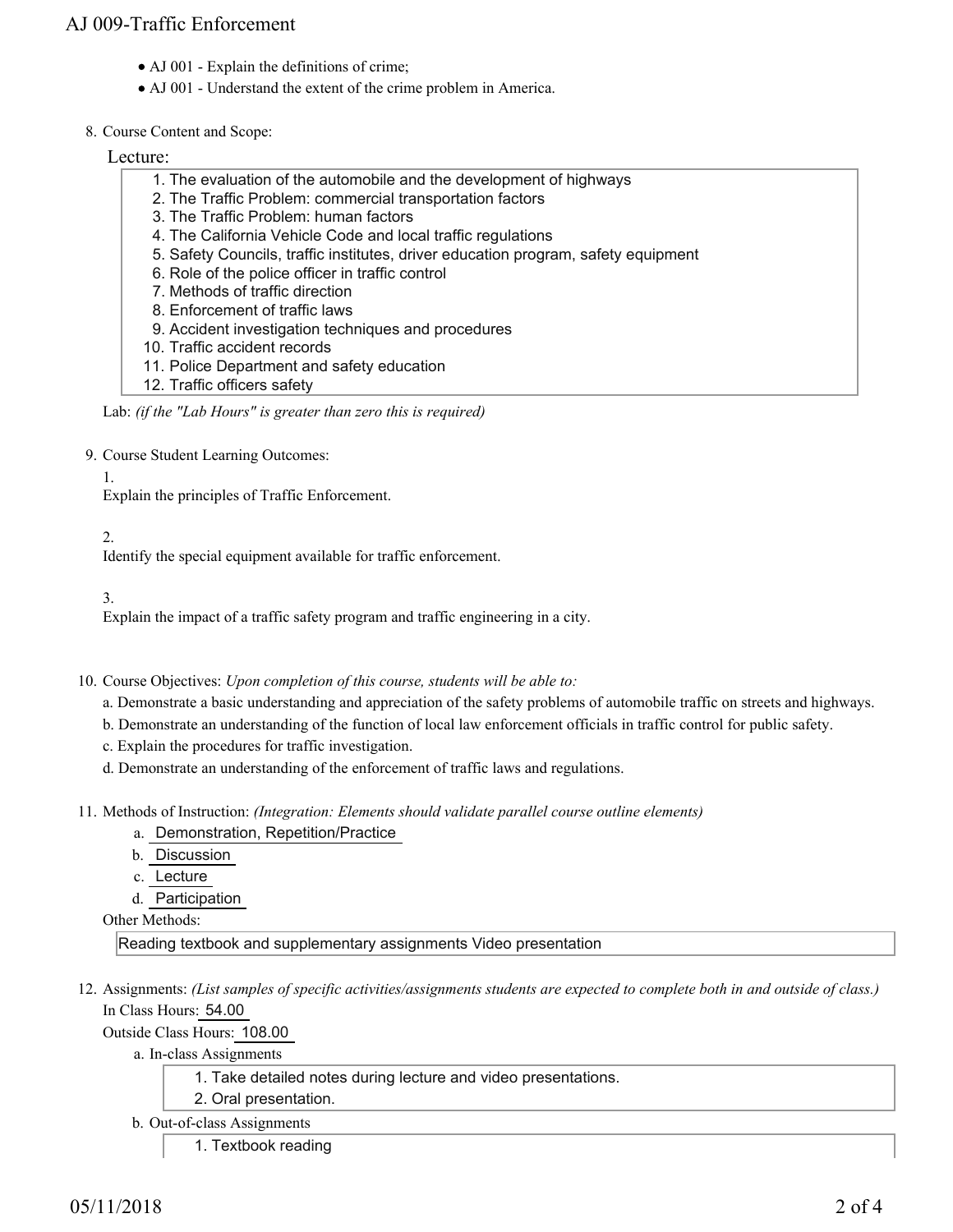- AJ 001 - Explain the definitions of crime;
- AJ 001 - Understand the extent of the crime problem in America.

8. Course Content and Scope:

Lecture:

1. The evaluation of the automobile and the development of highways
2. The Traffic Problem: commercial transportation factors
3. The Traffic Problem: human factors
4. The California Vehicle Code and local traffic regulations
5. Safety Councils, traffic institutes, driver education program, safety equipment
6. Role of the police officer in traffic control
7. Methods of traffic direction
8. Enforcement of traffic laws
9. Accident investigation techniques and procedures
10. Traffic accident records
11. Police Department and safety education
12. Traffic officers safety

Lab: *(if the "Lab Hours" is greater than zero this is required)*

9. Course Student Learning Outcomes:

1.
Explain the principles of Traffic Enforcement.

2.
Identify the special equipment available for traffic enforcement.

3.
Explain the impact of a traffic safety program and traffic engineering in a city.

10. Course Objectives: *Upon completion of this course, students will be able to:*

a. Demonstrate a basic understanding and appreciation of the safety problems of automobile traffic on streets and highways.

b. Demonstrate an understanding of the function of local law enforcement officials in traffic control for public safety.

c. Explain the procedures for traffic investigation.

d. Demonstrate an understanding of the enforcement of traffic laws and regulations.

11. Methods of Instruction: *(Integration: Elements should validate parallel course outline elements)*

a. Demonstration, Repetition/Practice

b. Discussion

c. Lecture

d. Participation

Other Methods:

Reading textbook and supplementary assignments Video presentation

12. Assignments: *(List samples of specific activities/assignments students are expected to complete both in and outside of class.)*

In Class Hours: 54.00

Outside Class Hours: 108.00

a. In-class Assignments

1. Take detailed notes during lecture and video presentations.
2. Oral presentation.

b. Out-of-class Assignments

1. Textbook reading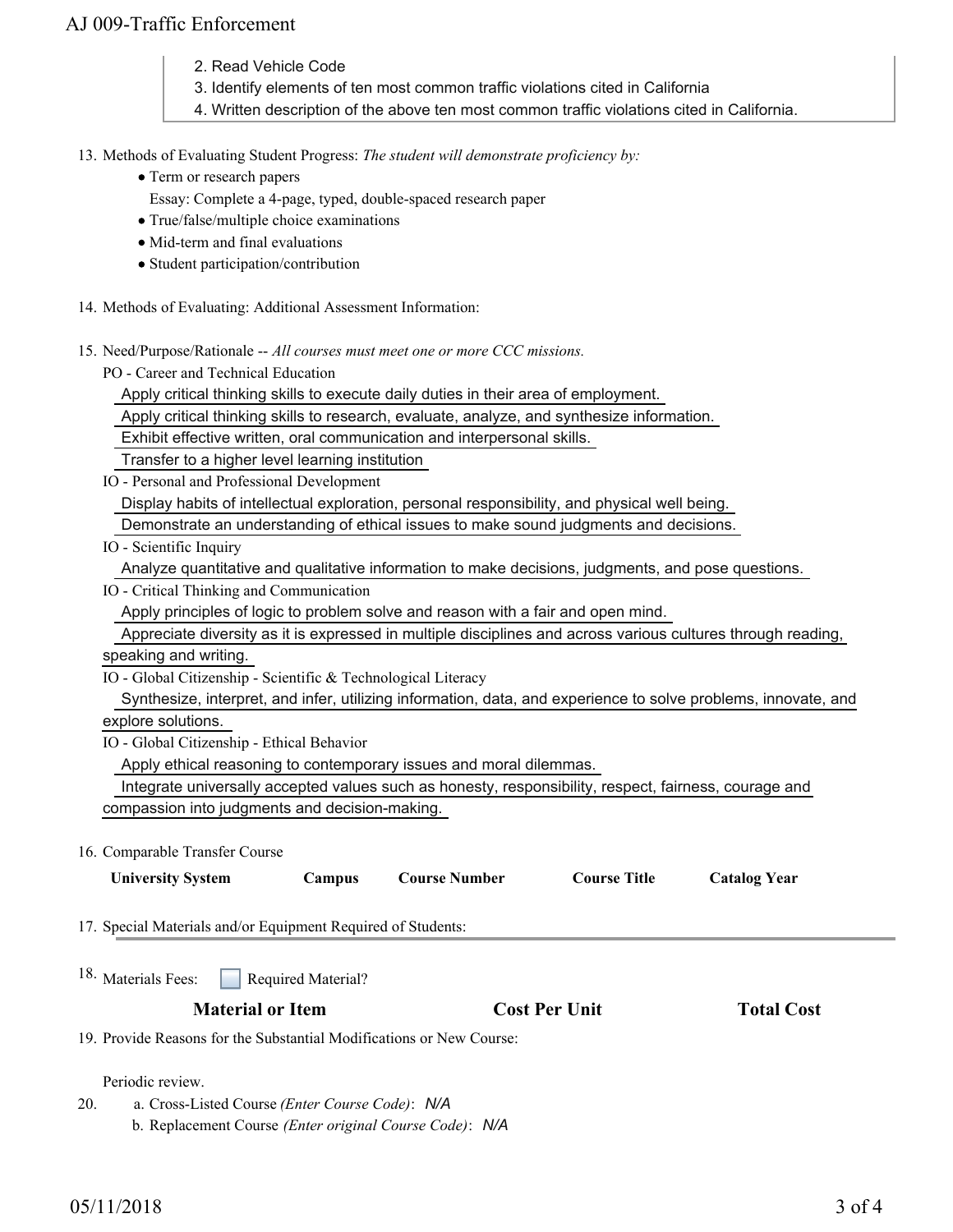2. Read Vehicle Code
3. Identify elements of ten most common traffic violations cited in California
4. Written description of the above ten most common traffic violations cited in California.

13. Methods of Evaluating Student Progress: *The student will demonstrate proficiency by:*
    - Term or research papers
      Essay: Complete a 4-page, typed, double-spaced research paper
    - True/false/multiple choice examinations
    - Mid-term and final evaluations
    - Student participation/contribution

14. Methods of Evaluating: Additional Assessment Information:

15. Need/Purpose/Rationale -- *All courses must meet one or more CCC missions.*

    PO - Career and Technical Education

    Apply critical thinking skills to execute daily duties in their area of employment.

    Apply critical thinking skills to research, evaluate, analyze, and synthesize information.

    Exhibit effective written, oral communication and interpersonal skills.

    Transfer to a higher level learning institution

    IO - Personal and Professional Development

    Display habits of intellectual exploration, personal responsibility, and physical well being.

    Demonstrate an understanding of ethical issues to make sound judgments and decisions.

    IO - Scientific Inquiry

    Analyze quantitative and qualitative information to make decisions, judgments, and pose questions.

    IO - Critical Thinking and Communication

    Apply principles of logic to problem solve and reason with a fair and open mind.

    Appreciate diversity as it is expressed in multiple disciplines and across various cultures through reading, speaking and writing.

    IO - Global Citizenship - Scientific & Technological Literacy

    Synthesize, interpret, and infer, utilizing information, data, and experience to solve problems, innovate, and explore solutions.

    IO - Global Citizenship - Ethical Behavior

    Apply ethical reasoning to contemporary issues and moral dilemmas.

    Integrate universally accepted values such as honesty, responsibility, respect, fairness, courage and compassion into judgments and decision-making.

16. Comparable Transfer Course

| University System | Campus | Course Number | Course Title | Catalog Year |
|---|---|---|---|---|

17. Special Materials and/or Equipment Required of Students:

18. Materials Fees: ☐ Required Material?

| Material or Item | Cost Per Unit | Total Cost |
|---|---|---|

19. Provide Reasons for the Substantial Modifications or New Course:

    Periodic review.

20. a. Cross-Listed Course *(Enter Course Code)*: *N/A*
    b. Replacement Course *(Enter original Course Code)*: *N/A*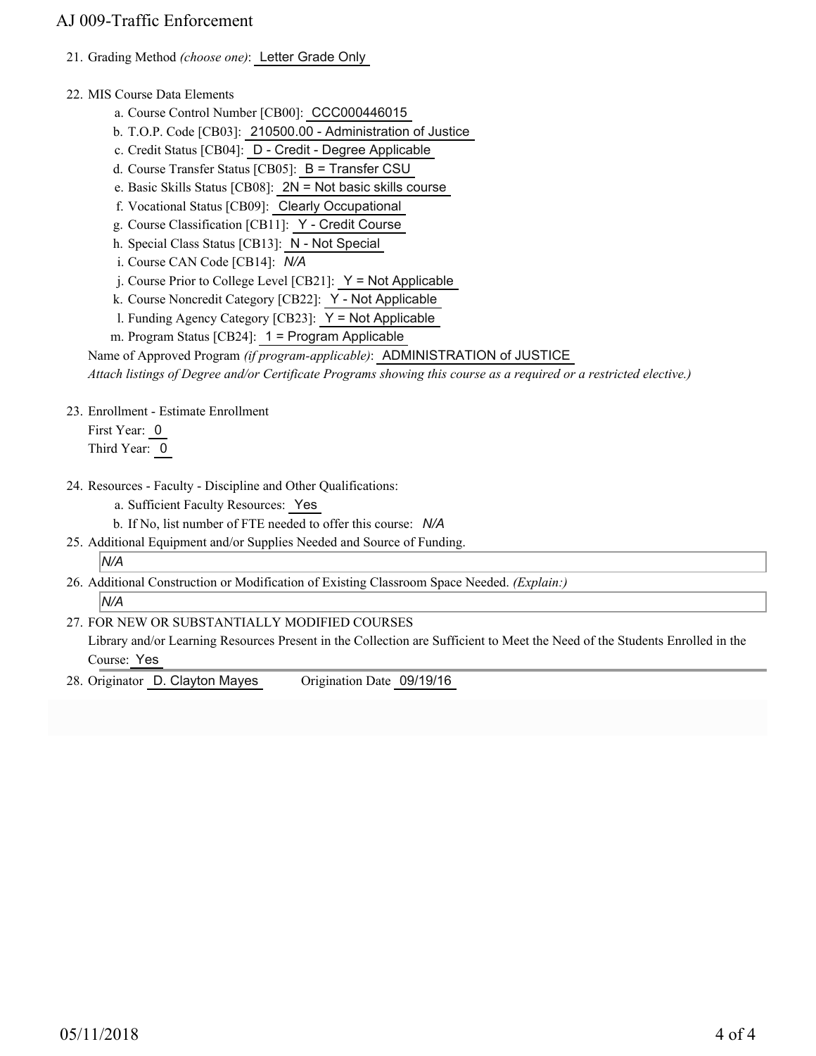21. Grading Method *(choose one)*: Letter Grade Only

22. MIS Course Data Elements
    a. Course Control Number [CB00]: CCC000446015
    b. T.O.P. Code [CB03]: 210500.00 - Administration of Justice
    c. Credit Status [CB04]: D - Credit - Degree Applicable
    d. Course Transfer Status [CB05]: B = Transfer CSU
    e. Basic Skills Status [CB08]: 2N = Not basic skills course
    f. Vocational Status [CB09]: Clearly Occupational
    g. Course Classification [CB11]: Y - Credit Course
    h. Special Class Status [CB13]: N - Not Special
    i. Course CAN Code [CB14]: *N/A*
    j. Course Prior to College Level [CB21]: Y = Not Applicable
    k. Course Noncredit Category [CB22]: Y - Not Applicable
    l. Funding Agency Category [CB23]: Y = Not Applicable
    m. Program Status [CB24]: 1 = Program Applicable

    Name of Approved Program *(if program-applicable)*: ADMINISTRATION of JUSTICE

    *Attach listings of Degree and/or Certificate Programs showing this course as a required or a restricted elective.)*

23. Enrollment - Estimate Enrollment
    First Year: 0
    Third Year: 0

24. Resources - Faculty - Discipline and Other Qualifications:
    a. Sufficient Faculty Resources: Yes
    b. If No, list number of FTE needed to offer this course: *N/A*

25. Additional Equipment and/or Supplies Needed and Source of Funding.
    *N/A*

26. Additional Construction or Modification of Existing Classroom Space Needed. *(Explain:)*
    *N/A*

27. FOR NEW OR SUBSTANTIALLY MODIFIED COURSES
    Library and/or Learning Resources Present in the Collection are Sufficient to Meet the Need of the Students Enrolled in the Course: Yes

28. Originator D. Clayton Mayes Origination Date 09/19/16